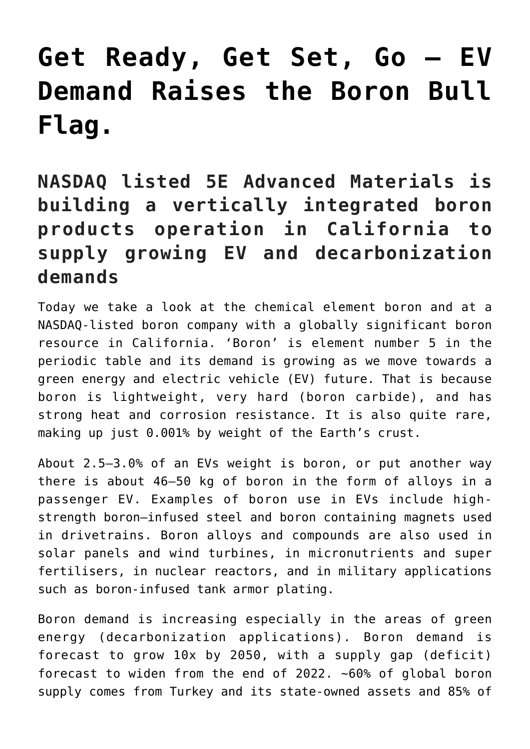# Get Ready, Get Set, Go – EV Demand Raises the Boron Bull Flag.

## NASDAQ listed 5E Advanced Materials is building a vertically integrated boron products operation in California to supply growing EV and decarbonization demands

Today we take a look at the chemical element boron and at a NASDAQ-listed boron company with a globally significant boron resource in California. 'Boron' is element number 5 in the periodic table and its demand is growing as we move towards a green energy and electric vehicle (EV) future. That is because boron is lightweight, very hard (boron carbide), and has strong heat and corrosion resistance. It is also quite rare, making up just 0.001% by weight of the Earth's crust.

About 2.5–3.0% of an EVs weight is boron, or put another way there is about 46–50 kg of boron in the form of alloys in a passenger EV. Examples of boron use in EVs include high-strength boron–infused steel and boron containing magnets used in drivetrains. Boron alloys and compounds are also used in solar panels and wind turbines, in micronutrients and super fertilisers, in nuclear reactors, and in military applications such as boron-infused tank armor plating.

Boron demand is increasing especially in the areas of green energy (decarbonization applications). Boron demand is forecast to grow 10x by 2050, with a supply gap (deficit) forecast to widen from the end of 2022. ~60% of global boron supply comes from Turkey and its state-owned assets and 85% of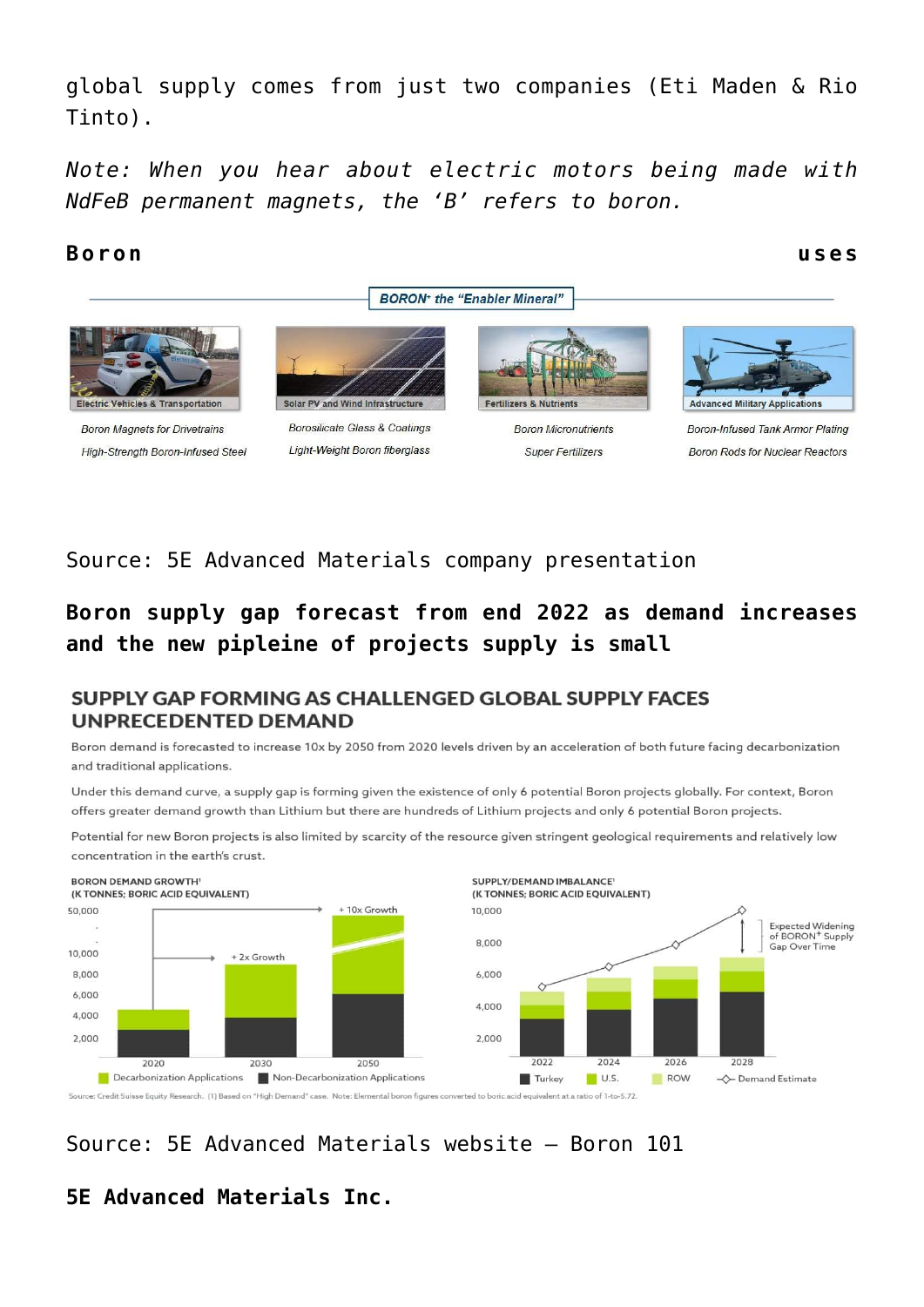global supply comes from just two companies (Eti Maden & Rio Tinto).

*Note: When you hear about electric motors being made with NdFeB permanent magnets, the 'B' refers to boron.*

**Boron uses**

BORON+ the "Enabler Mineral"

| Electric Vehicles & Transportation | Solar PV and Wind Infrastructure | Fertilizers & Nutrients | Advanced Military Applications |
|---|---|---|---|
| Boron Magnets for Drivetrains | Borosilicate Glass & Coatings | Boron Micronutrients | Boron-Infused Tank Armor Plating |
| High-Strength Boron-Infused Steel | Light-Weight Boron fiberglass | Super Fertilizers | Boron Rods for Nuclear Reactors |

Source: 5E Advanced Materials company presentation

**Boron supply gap forecast from end 2022 as demand increases and the new pipleine of projects supply is small**

SUPPLY GAP FORMING AS CHALLENGED GLOBAL SUPPLY FACES UNPRECEDENTED DEMAND

Boron demand is forecasted to increase 10x by 2050 from 2020 levels driven by an acceleration of both future facing decarbonization and traditional applications.

Under this demand curve, a supply gap is forming given the existence of only 6 potential Boron projects globally. For context, Boron offers greater demand growth than Lithium but there are hundreds of Lithium projects and only 6 potential Boron projects.

Potential for new Boron projects is also limited by scarcity of the resource given stringent geological requirements and relatively low concentration in the earth's crust.

BORON DEMAND GROWTH[1] (K TONNES; BORIC ACID EQUIVALENT)

2020 → 2030: + 2x Growth; 2020 → 2050: + 10x Growth

Decarbonization Applications | Non-Decarbonization Applications

SUPPLY/DEMAND IMBALANCE[1] (K TONNES; BORIC ACID EQUIVALENT)

Expected Widening of BORON+ Supply Gap Over Time

Turkey | U.S. | ROW | Demand Estimate

Source: Credit Suisse Equity Research. (1) Based on "High Demand" case. Note: Elemental boron figures converted to boric acid equivalent at a ratio of 1-to-5.72.

Source: 5E Advanced Materials website – Boron 101

**5E Advanced Materials Inc.**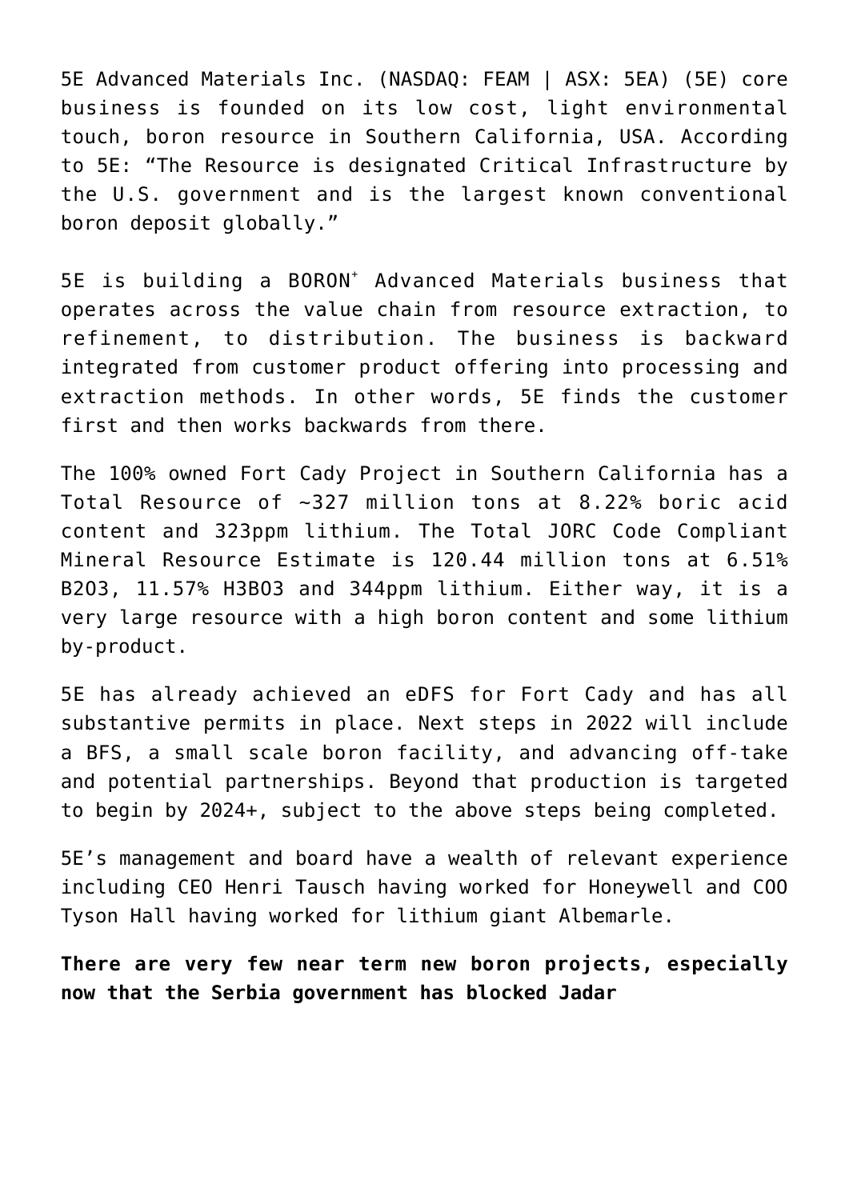5E Advanced Materials Inc. (NASDAQ: FEAM | ASX: 5EA) (5E) core business is founded on its low cost, light environmental touch, boron resource in Southern California, USA. According to 5E: "The Resource is designated Critical Infrastructure by the U.S. government and is the largest known conventional boron deposit globally."

5E is building a BORON⁺ Advanced Materials business that operates across the value chain from resource extraction, to refinement, to distribution. The business is backward integrated from customer product offering into processing and extraction methods. In other words, 5E finds the customer first and then works backwards from there.

The 100% owned Fort Cady Project in Southern California has a Total Resource of ~327 million tons at 8.22% boric acid content and 323ppm lithium. The Total JORC Code Compliant Mineral Resource Estimate is 120.44 million tons at 6.51% $B_2O_3$, 11.57% $H_3BO_3$ and 344ppm lithium. Either way, it is a very large resource with a high boron content and some lithium by-product.

5E has already achieved an eDFS for Fort Cady and has all substantive permits in place. Next steps in 2022 will include a BFS, a small scale boron facility, and advancing off-take and potential partnerships. Beyond that production is targeted to begin by 2024+, subject to the above steps being completed.

5E's management and board have a wealth of relevant experience including CEO Henri Tausch having worked for Honeywell and COO Tyson Hall having worked for lithium giant Albemarle.

**There are very few near term new boron projects, especially now that the Serbia government has blocked Jadar**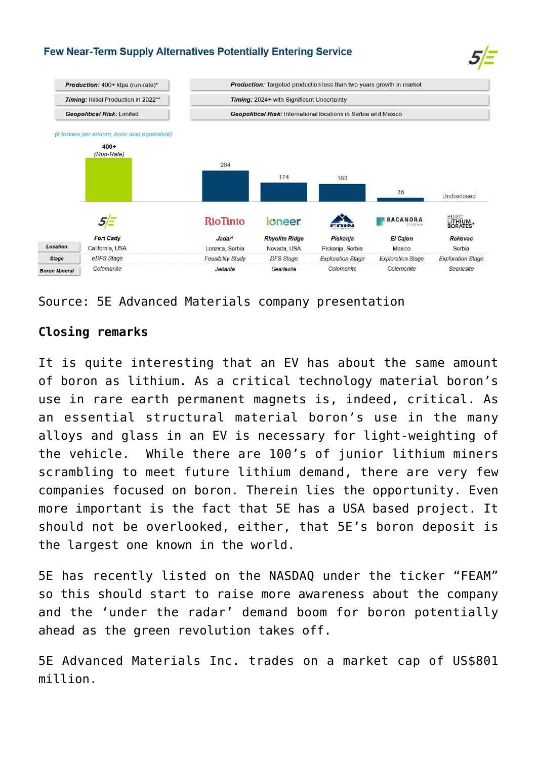Few Near-Term Supply Alternatives Potentially Entering Service

**Production:** 400+ ktpa (run-rate)*

**Timing:** Initial Production in 2022**

**Geopolitical Risk:** Limited

**Production:** Targeted production less than two years growth in market

**Timing:** 2024+ with Significant Uncertainty

**Geopolitical Risk:** International locations in Serbia and Mexico

(k tonnes per annum; boric acid equivalent)

400+ (Run-Rate)

284

174

163

36

Undisclosed

5E — Fort Cady — California, USA — eDFS Stage — Colemanite

RioTinto — Jadar[1] — Lonzica, Serbia — Feasibility Study — Jadarite

ioneer — Rhyolite Ridge — Nevada, USA — DFS Stage — Searlesite

ERIN — Piskanja — Piskanja, Serbia — Exploration Stage — Colemanite

BACANORA — El Cajon — Mexico — Exploration Stage — Colemanite

EURO LITHIUM BORATES — Rekovac — Serbia — Exploration Stage — Searlesite

Location

Stage

Boron Mineral

Source: 5E Advanced Materials company presentation

**Closing remarks**

It is quite interesting that an EV has about the same amount of boron as lithium. As a critical technology material boron's use in rare earth permanent magnets is, indeed, critical. As an essential structural material boron's use in the many alloys and glass in an EV is necessary for light-weighting of the vehicle. While there are 100's of junior lithium miners scrambling to meet future lithium demand, there are very few companies focused on boron. Therein lies the opportunity. Even more important is the fact that 5E has a USA based project. It should not be overlooked, either, that 5E's boron deposit is the largest one known in the world.

5E has recently listed on the NASDAQ under the ticker "FEAM" so this should start to raise more awareness about the company and the 'under the radar' demand boom for boron potentially ahead as the green revolution takes off.

5E Advanced Materials Inc. trades on a market cap of US$801 million.